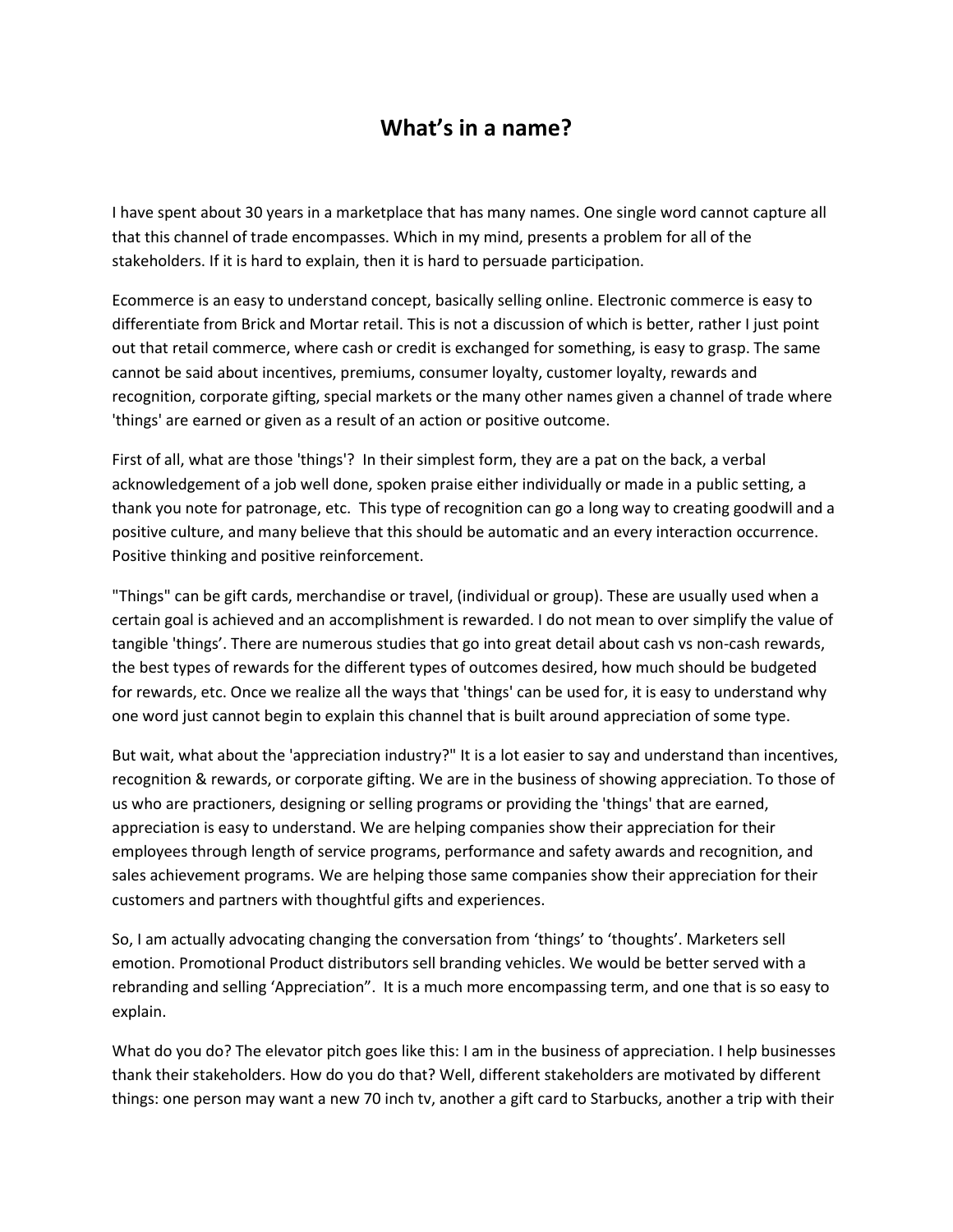# What's in a name?

I have spent about 30 years in a marketplace that has many names. One single word cannot capture all that this channel of trade encompasses. Which in my mind, presents a problem for all of the stakeholders. If it is hard to explain, then it is hard to persuade participation.

Ecommerce is an easy to understand concept, basically selling online. Electronic commerce is easy to differentiate from Brick and Mortar retail. This is not a discussion of which is better, rather I just point out that retail commerce, where cash or credit is exchanged for something, is easy to grasp. The same cannot be said about incentives, premiums, consumer loyalty, customer loyalty, rewards and recognition, corporate gifting, special markets or the many other names given a channel of trade where 'things' are earned or given as a result of an action or positive outcome.

First of all, what are those 'things'? In their simplest form, they are a pat on the back, a verbal acknowledgement of a job well done, spoken praise either individually or made in a public setting, a thank you note for patronage, etc. This type of recognition can go a long way to creating goodwill and a positive culture, and many believe that this should be automatic and an every interaction occurrence. Positive thinking and positive reinforcement.

"Things" can be gift cards, merchandise or travel, (individual or group). These are usually used when a certain goal is achieved and an accomplishment is rewarded. I do not mean to over simplify the value of tangible 'things'. There are numerous studies that go into great detail about cash vs non-cash rewards, the best types of rewards for the different types of outcomes desired, how much should be budgeted for rewards, etc. Once we realize all the ways that 'things' can be used for, it is easy to understand why one word just cannot begin to explain this channel that is built around appreciation of some type.

But wait, what about the 'appreciation industry?" It is a lot easier to say and understand than incentives, recognition & rewards, or corporate gifting. We are in the business of showing appreciation. To those of us who are practioners, designing or selling programs or providing the 'things' that are earned, appreciation is easy to understand. We are helping companies show their appreciation for their employees through length of service programs, performance and safety awards and recognition, and sales achievement programs. We are helping those same companies show their appreciation for their customers and partners with thoughtful gifts and experiences.

So, I am actually advocating changing the conversation from 'things' to 'thoughts'. Marketers sell emotion. Promotional Product distributors sell branding vehicles. We would be better served with a rebranding and selling 'Appreciation". It is a much more encompassing term, and one that is so easy to explain.

What do you do? The elevator pitch goes like this: I am in the business of appreciation. I help businesses thank their stakeholders. How do you do that? Well, different stakeholders are motivated by different things: one person may want a new 70 inch tv, another a gift card to Starbucks, another a trip with their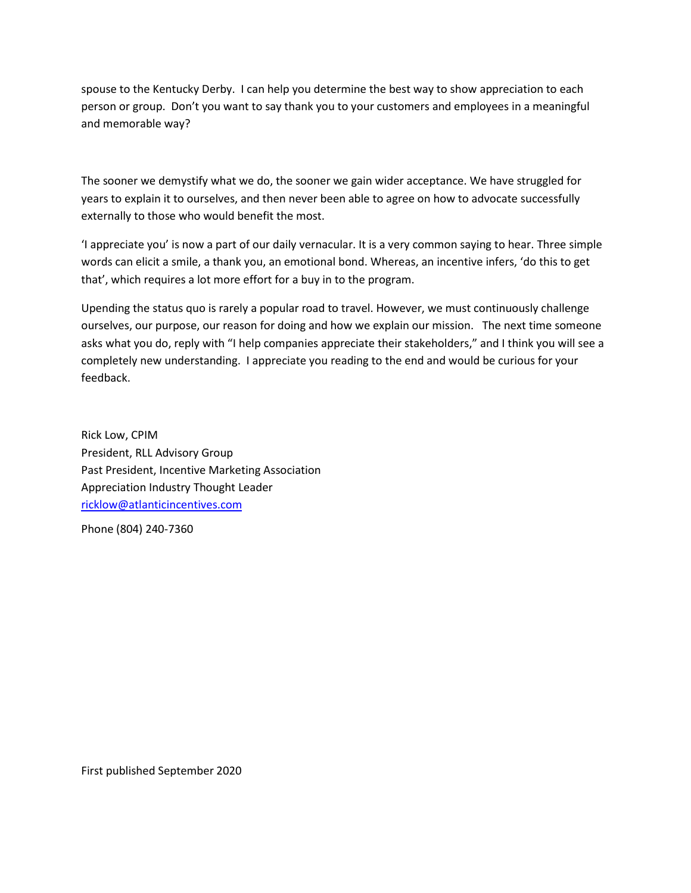spouse to the Kentucky Derby. I can help you determine the best way to show appreciation to each person or group. Don't you want to say thank you to your customers and employees in a meaningful and memorable way?

The sooner we demystify what we do, the sooner we gain wider acceptance. We have struggled for years to explain it to ourselves, and then never been able to agree on how to advocate successfully externally to those who would benefit the most.

'I appreciate you' is now a part of our daily vernacular. It is a very common saying to hear. Three simple words can elicit a smile, a thank you, an emotional bond. Whereas, an incentive infers, 'do this to get that', which requires a lot more effort for a buy in to the program.

Upending the status quo is rarely a popular road to travel. However, we must continuously challenge ourselves, our purpose, our reason for doing and how we explain our mission. The next time someone asks what you do, reply with "I help companies appreciate their stakeholders," and I think you will see a completely new understanding. I appreciate you reading to the end and would be curious for your feedback.

Rick Low, CPIM
President, RLL Advisory Group
Past President, Incentive Marketing Association
Appreciation Industry Thought Leader
ricklow@atlanticincentives.com

Phone (804) 240-7360

First published September 2020